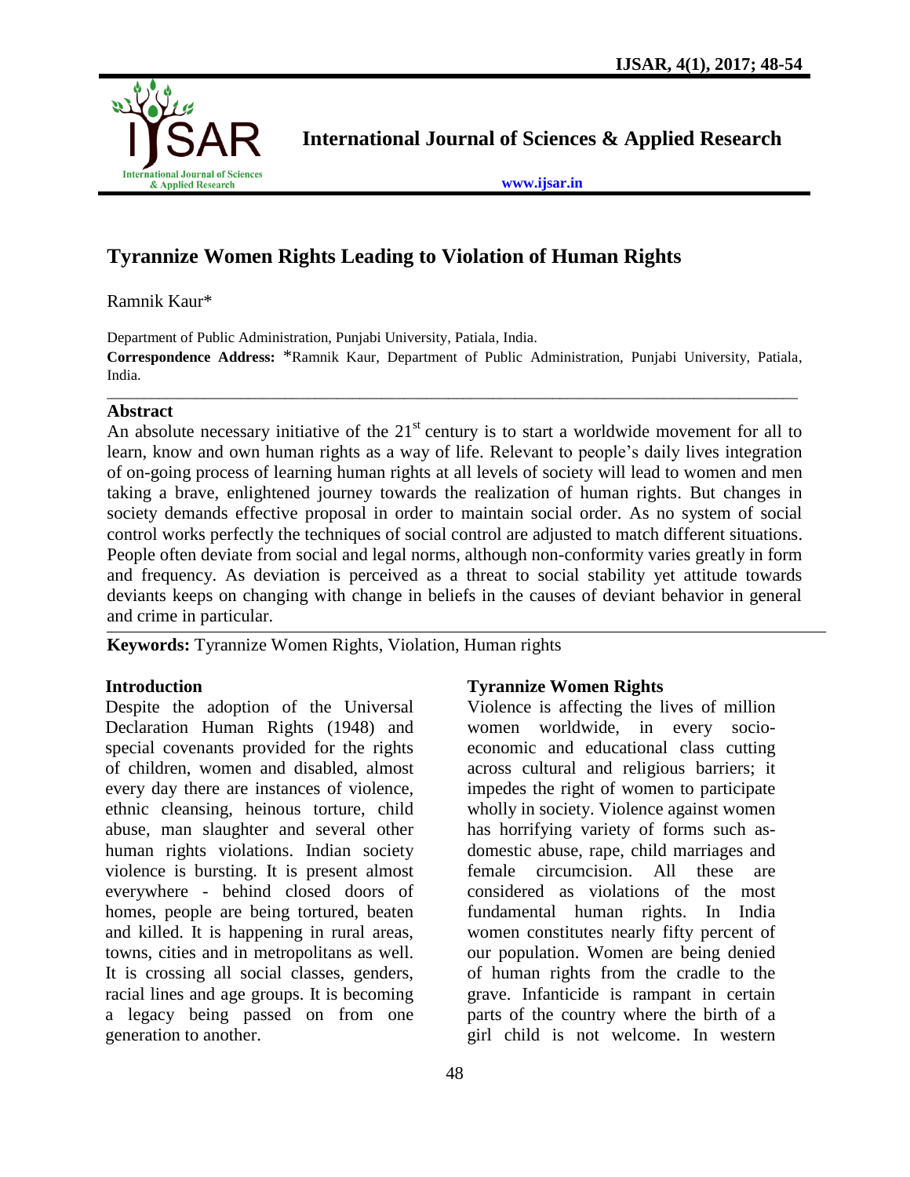# Tyrannize Women Rights Leading to Violation of Human Rights

Ramnik Kaur*

Department of Public Administration, Punjabi University, Patiala, India.

**Correspondence Address:** *Ramnik Kaur, Department of Public Administration, Punjabi University, Patiala, India.

## Abstract

An absolute necessary initiative of the 21st century is to start a worldwide movement for all to learn, know and own human rights as a way of life. Relevant to people's daily lives integration of on-going process of learning human rights at all levels of society will lead to women and men taking a brave, enlightened journey towards the realization of human rights. But changes in society demands effective proposal in order to maintain social order. As no system of social control works perfectly the techniques of social control are adjusted to match different situations. People often deviate from social and legal norms, although non-conformity varies greatly in form and frequency. As deviation is perceived as a threat to social stability yet attitude towards deviants keeps on changing with change in beliefs in the causes of deviant behavior in general and crime in particular.

**Keywords:** Tyrannize Women Rights, Violation, Human rights

## Introduction

Despite the adoption of the Universal Declaration Human Rights (1948) and special covenants provided for the rights of children, women and disabled, almost every day there are instances of violence, ethnic cleansing, heinous torture, child abuse, man slaughter and several other human rights violations. Indian society violence is bursting. It is present almost everywhere - behind closed doors of homes, people are being tortured, beaten and killed. It is happening in rural areas, towns, cities and in metropolitans as well. It is crossing all social classes, genders, racial lines and age groups. It is becoming a legacy being passed on from one generation to another.

## Tyrannize Women Rights

Violence is affecting the lives of million women worldwide, in every socio-economic and educational class cutting across cultural and religious barriers; it impedes the right of women to participate wholly in society. Violence against women has horrifying variety of forms such as-domestic abuse, rape, child marriages and female circumcision. All these are considered as violations of the most fundamental human rights. In India women constitutes nearly fifty percent of our population. Women are being denied of human rights from the cradle to the grave. Infanticide is rampant in certain parts of the country where the birth of a girl child is not welcome. In western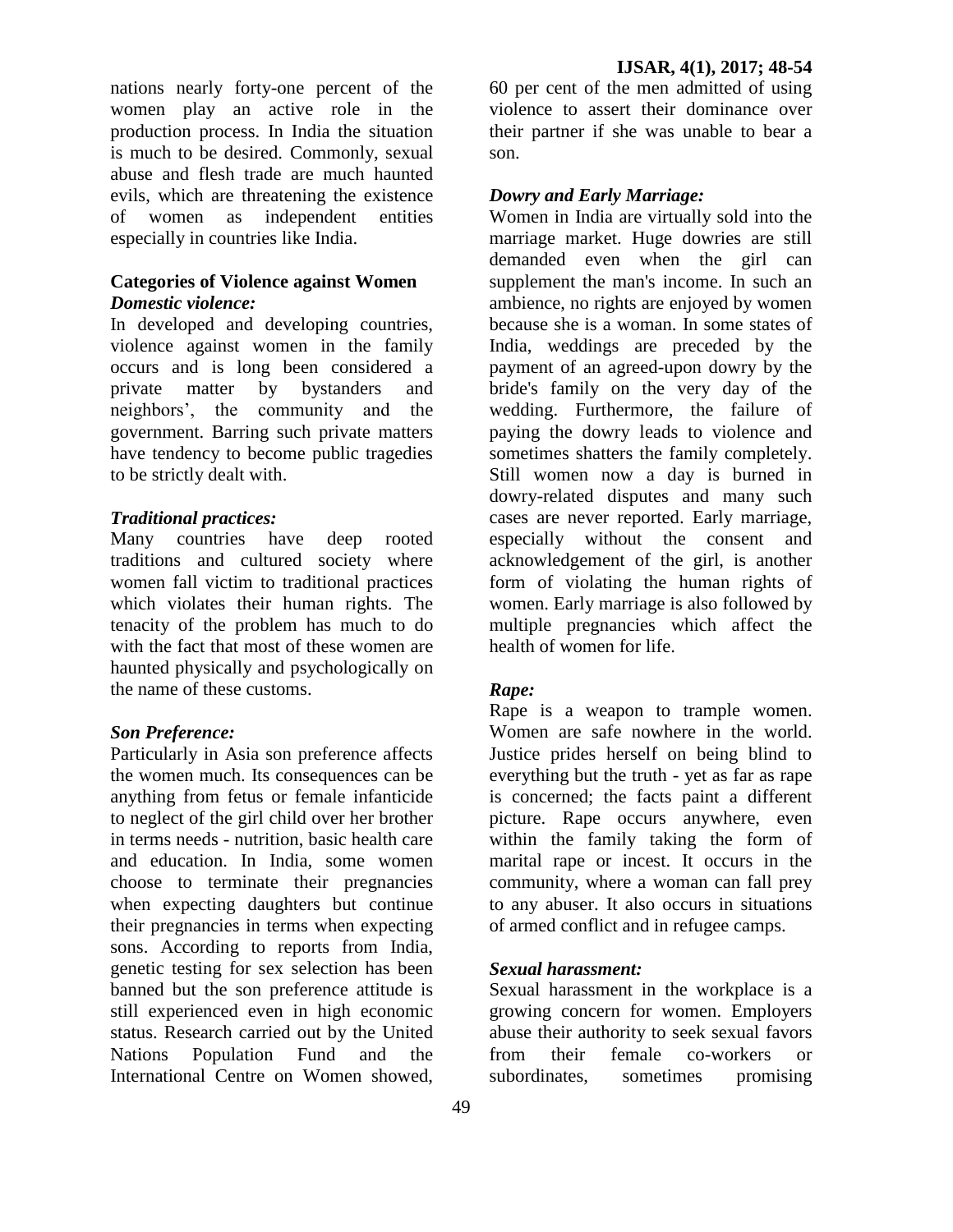nations nearly forty-one percent of the women play an active role in the production process. In India the situation is much to be desired. Commonly, sexual abuse and flesh trade are much haunted evils, which are threatening the existence of women as independent entities especially in countries like India.

**Categories of Violence against Women**

***Domestic violence:***

In developed and developing countries, violence against women in the family occurs and is long been considered a private matter by bystanders and neighbors', the community and the government. Barring such private matters have tendency to become public tragedies to be strictly dealt with.

***Traditional practices:***

Many countries have deep rooted traditions and cultured society where women fall victim to traditional practices which violates their human rights. The tenacity of the problem has much to do with the fact that most of these women are haunted physically and psychologically on the name of these customs.

***Son Preference:***

Particularly in Asia son preference affects the women much. Its consequences can be anything from fetus or female infanticide to neglect of the girl child over her brother in terms needs - nutrition, basic health care and education. In India, some women choose to terminate their pregnancies when expecting daughters but continue their pregnancies in terms when expecting sons. According to reports from India, genetic testing for sex selection has been banned but the son preference attitude is still experienced even in high economic status. Research carried out by the United Nations Population Fund and the International Centre on Women showed, 60 per cent of the men admitted of using violence to assert their dominance over their partner if she was unable to bear a son.

***Dowry and Early Marriage:***

Women in India are virtually sold into the marriage market. Huge dowries are still demanded even when the girl can supplement the man's income. In such an ambience, no rights are enjoyed by women because she is a woman. In some states of India, weddings are preceded by the payment of an agreed-upon dowry by the bride's family on the very day of the wedding. Furthermore, the failure of paying the dowry leads to violence and sometimes shatters the family completely. Still women now a day is burned in dowry-related disputes and many such cases are never reported. Early marriage, especially without the consent and acknowledgement of the girl, is another form of violating the human rights of women. Early marriage is also followed by multiple pregnancies which affect the health of women for life.

***Rape:***

Rape is a weapon to trample women. Women are safe nowhere in the world. Justice prides herself on being blind to everything but the truth - yet as far as rape is concerned; the facts paint a different picture. Rape occurs anywhere, even within the family taking the form of marital rape or incest. It occurs in the community, where a woman can fall prey to any abuser. It also occurs in situations of armed conflict and in refugee camps.

***Sexual harassment:***

Sexual harassment in the workplace is a growing concern for women. Employers abuse their authority to seek sexual favors from their female co-workers or subordinates, sometimes promising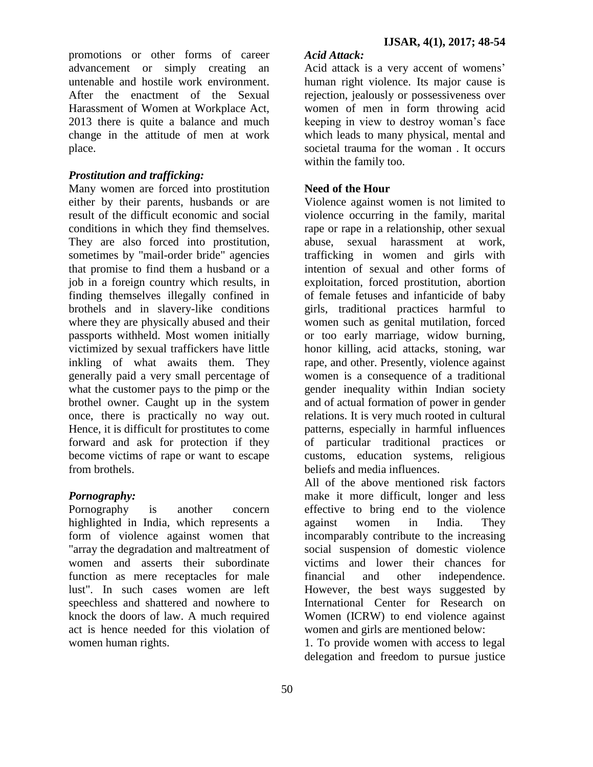promotions or other forms of career advancement or simply creating an untenable and hostile work environment. After the enactment of the Sexual Harassment of Women at Workplace Act, 2013 there is quite a balance and much change in the attitude of men at work place.

***Prostitution and trafficking:***

Many women are forced into prostitution either by their parents, husbands or are result of the difficult economic and social conditions in which they find themselves. They are also forced into prostitution, sometimes by "mail-order bride" agencies that promise to find them a husband or a job in a foreign country which results, in finding themselves illegally confined in brothels and in slavery-like conditions where they are physically abused and their passports withheld. Most women initially victimized by sexual traffickers have little inkling of what awaits them. They generally paid a very small percentage of what the customer pays to the pimp or the brothel owner. Caught up in the system once, there is practically no way out. Hence, it is difficult for prostitutes to come forward and ask for protection if they become victims of rape or want to escape from brothels.

***Pornography:***

Pornography is another concern highlighted in India, which represents a form of violence against women that "array the degradation and maltreatment of women and asserts their subordinate function as mere receptacles for male lust". In such cases women are left speechless and shattered and nowhere to knock the doors of law. A much required act is hence needed for this violation of women human rights.

***Acid Attack:***

Acid attack is a very accent of womens' human right violence. Its major cause is rejection, jealously or possessiveness over women of men in form throwing acid keeping in view to destroy woman's face which leads to many physical, mental and societal trauma for the woman . It occurs within the family too.

**Need of the Hour**

Violence against women is not limited to violence occurring in the family, marital rape or rape in a relationship, other sexual abuse, sexual harassment at work, trafficking in women and girls with intention of sexual and other forms of exploitation, forced prostitution, abortion of female fetuses and infanticide of baby girls, traditional practices harmful to women such as genital mutilation, forced or too early marriage, widow burning, honor killing, acid attacks, stoning, war rape, and other. Presently, violence against women is a consequence of a traditional gender inequality within Indian society and of actual formation of power in gender relations. It is very much rooted in cultural patterns, especially in harmful influences of particular traditional practices or customs, education systems, religious beliefs and media influences.

All of the above mentioned risk factors make it more difficult, longer and less effective to bring end to the violence against women in India. They incomparably contribute to the increasing social suspension of domestic violence victims and lower their chances for financial and other independence. However, the best ways suggested by International Center for Research on Women (ICRW) to end violence against women and girls are mentioned below:

1. To provide women with access to legal delegation and freedom to pursue justice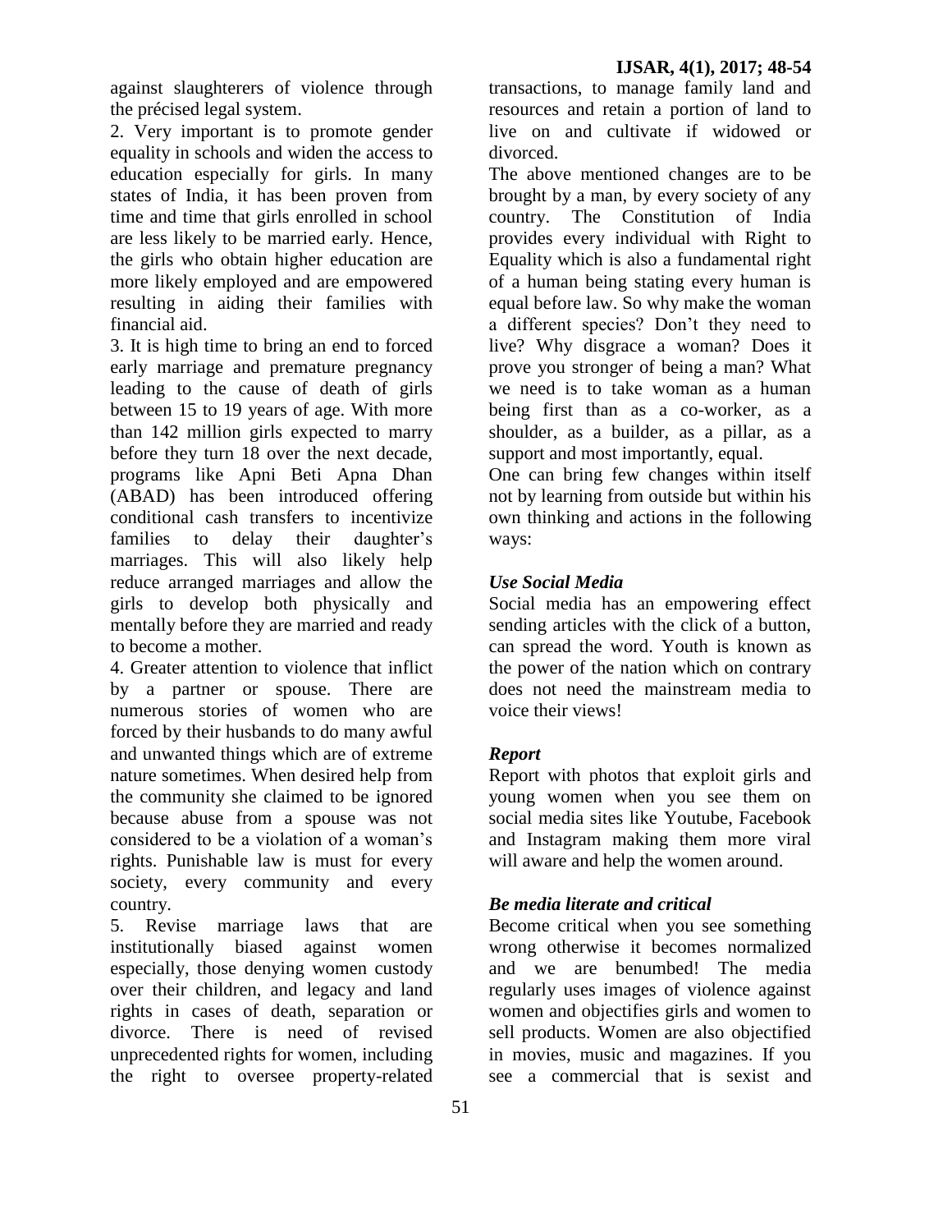against slaughterers of violence through the précised legal system.

2. Very important is to promote gender equality in schools and widen the access to education especially for girls. In many states of India, it has been proven from time and time that girls enrolled in school are less likely to be married early. Hence, the girls who obtain higher education are more likely employed and are empowered resulting in aiding their families with financial aid.

3. It is high time to bring an end to forced early marriage and premature pregnancy leading to the cause of death of girls between 15 to 19 years of age. With more than 142 million girls expected to marry before they turn 18 over the next decade, programs like Apni Beti Apna Dhan (ABAD) has been introduced offering conditional cash transfers to incentivize families to delay their daughter's marriages. This will also likely help reduce arranged marriages and allow the girls to develop both physically and mentally before they are married and ready to become a mother.

4. Greater attention to violence that inflict by a partner or spouse. There are numerous stories of women who are forced by their husbands to do many awful and unwanted things which are of extreme nature sometimes. When desired help from the community she claimed to be ignored because abuse from a spouse was not considered to be a violation of a woman's rights. Punishable law is must for every society, every community and every country.

5. Revise marriage laws that are institutionally biased against women especially, those denying women custody over their children, and legacy and land rights in cases of death, separation or divorce. There is need of revised unprecedented rights for women, including the right to oversee property-related transactions, to manage family land and resources and retain a portion of land to live on and cultivate if widowed or divorced.

The above mentioned changes are to be brought by a man, by every society of any country. The Constitution of India provides every individual with Right to Equality which is also a fundamental right of a human being stating every human is equal before law. So why make the woman a different species? Don't they need to live? Why disgrace a woman? Does it prove you stronger of being a man? What we need is to take woman as a human being first than as a co-worker, as a shoulder, as a builder, as a pillar, as a support and most importantly, equal.

One can bring few changes within itself not by learning from outside but within his own thinking and actions in the following ways:

### *Use Social Media*

Social media has an empowering effect sending articles with the click of a button, can spread the word. Youth is known as the power of the nation which on contrary does not need the mainstream media to voice their views!

### *Report*

Report with photos that exploit girls and young women when you see them on social media sites like Youtube, Facebook and Instagram making them more viral will aware and help the women around.

### *Be media literate and critical*

Become critical when you see something wrong otherwise it becomes normalized and we are benumbed! The media regularly uses images of violence against women and objectifies girls and women to sell products. Women are also objectified in movies, music and magazines. If you see a commercial that is sexist and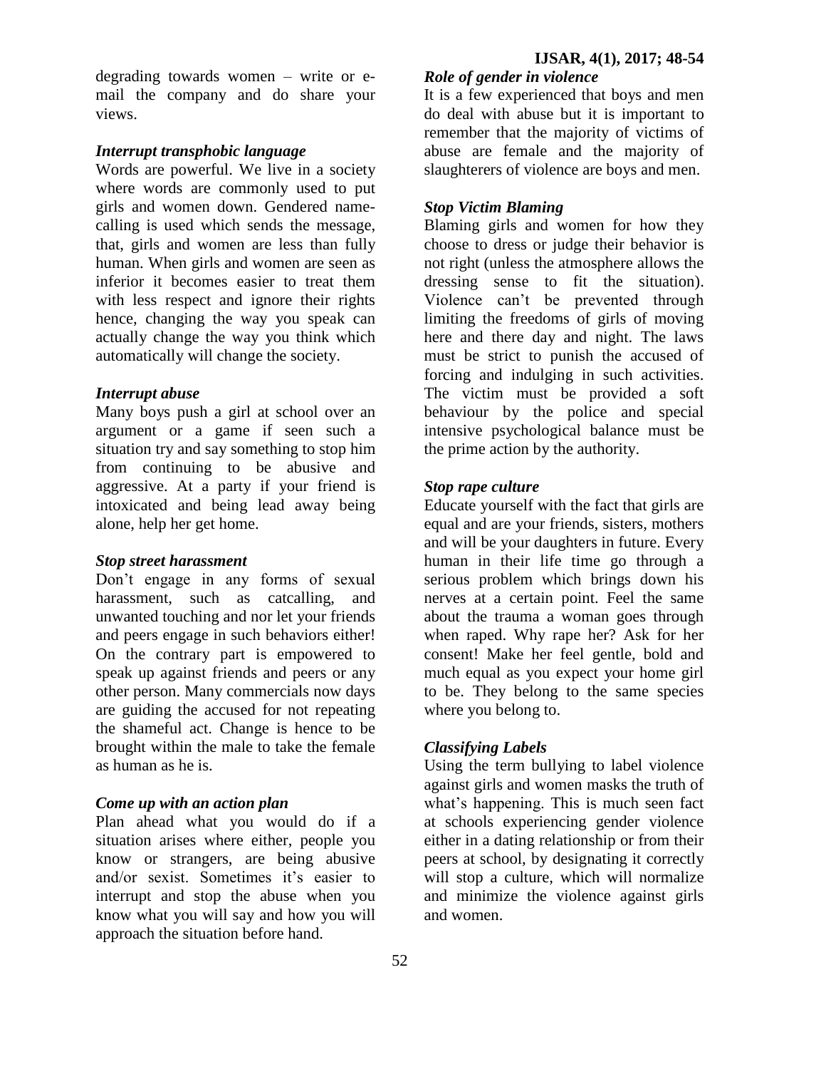degrading towards women – write or e-mail the company and do share your views.

### *Interrupt transphobic language*

Words are powerful. We live in a society where words are commonly used to put girls and women down. Gendered name-calling is used which sends the message, that, girls and women are less than fully human. When girls and women are seen as inferior it becomes easier to treat them with less respect and ignore their rights hence, changing the way you speak can actually change the way you think which automatically will change the society.

### *Interrupt abuse*

Many boys push a girl at school over an argument or a game if seen such a situation try and say something to stop him from continuing to be abusive and aggressive. At a party if your friend is intoxicated and being lead away being alone, help her get home.

### *Stop street harassment*

Don't engage in any forms of sexual harassment, such as catcalling, and unwanted touching and nor let your friends and peers engage in such behaviors either! On the contrary part is empowered to speak up against friends and peers or any other person. Many commercials now days are guiding the accused for not repeating the shameful act. Change is hence to be brought within the male to take the female as human as he is.

### *Come up with an action plan*

Plan ahead what you would do if a situation arises where either, people you know or strangers, are being abusive and/or sexist. Sometimes it's easier to interrupt and stop the abuse when you know what you will say and how you will approach the situation before hand.

### *Role of gender in violence*

It is a few experienced that boys and men do deal with abuse but it is important to remember that the majority of victims of abuse are female and the majority of slaughterers of violence are boys and men.

### *Stop Victim Blaming*

Blaming girls and women for how they choose to dress or judge their behavior is not right (unless the atmosphere allows the dressing sense to fit the situation). Violence can't be prevented through limiting the freedoms of girls of moving here and there day and night. The laws must be strict to punish the accused of forcing and indulging in such activities. The victim must be provided a soft behaviour by the police and special intensive psychological balance must be the prime action by the authority.

### *Stop rape culture*

Educate yourself with the fact that girls are equal and are your friends, sisters, mothers and will be your daughters in future. Every human in their life time go through a serious problem which brings down his nerves at a certain point. Feel the same about the trauma a woman goes through when raped. Why rape her? Ask for her consent! Make her feel gentle, bold and much equal as you expect your home girl to be. They belong to the same species where you belong to.

### *Classifying Labels*

Using the term bullying to label violence against girls and women masks the truth of what's happening. This is much seen fact at schools experiencing gender violence either in a dating relationship or from their peers at school, by designating it correctly will stop a culture, which will normalize and minimize the violence against girls and women.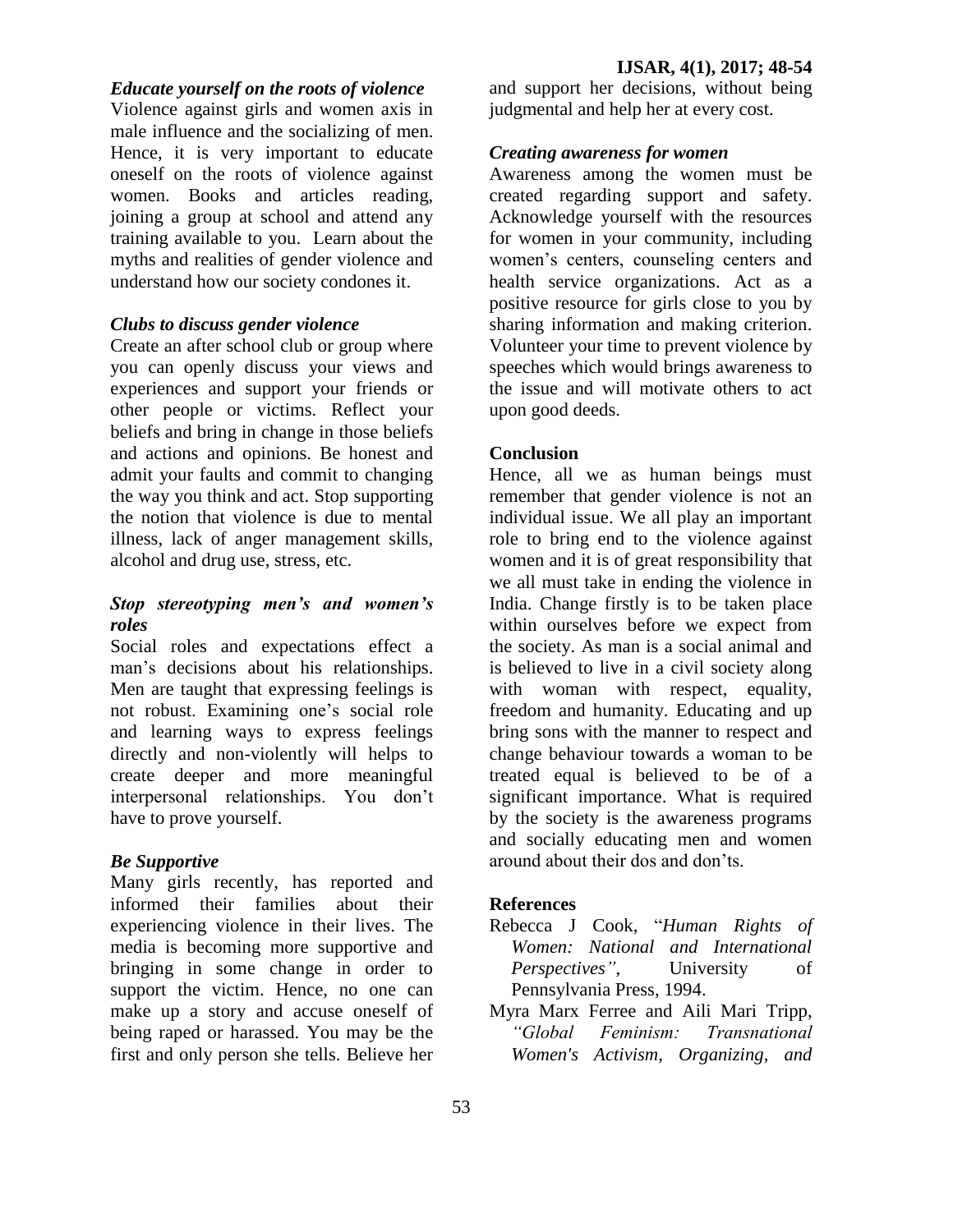### *Educate yourself on the roots of violence*

Violence against girls and women axis in male influence and the socializing of men. Hence, it is very important to educate oneself on the roots of violence against women. Books and articles reading, joining a group at school and attend any training available to you. Learn about the myths and realities of gender violence and understand how our society condones it.

### *Clubs to discuss gender violence*

Create an after school club or group where you can openly discuss your views and experiences and support your friends or other people or victims. Reflect your beliefs and bring in change in those beliefs and actions and opinions. Be honest and admit your faults and commit to changing the way you think and act. Stop supporting the notion that violence is due to mental illness, lack of anger management skills, alcohol and drug use, stress, etc.

### *Stop stereotyping men's and women's roles*

Social roles and expectations effect a man's decisions about his relationships. Men are taught that expressing feelings is not robust. Examining one's social role and learning ways to express feelings directly and non-violently will helps to create deeper and more meaningful interpersonal relationships. You don't have to prove yourself.

### *Be Supportive*

Many girls recently, has reported and informed their families about their experiencing violence in their lives. The media is becoming more supportive and bringing in some change in order to support the victim. Hence, no one can make up a story and accuse oneself of being raped or harassed. You may be the first and only person she tells. Believe her and support her decisions, without being judgmental and help her at every cost.

### *Creating awareness for women*

Awareness among the women must be created regarding support and safety. Acknowledge yourself with the resources for women in your community, including women's centers, counseling centers and health service organizations. Act as a positive resource for girls close to you by sharing information and making criterion. Volunteer your time to prevent violence by speeches which would brings awareness to the issue and will motivate others to act upon good deeds.

## Conclusion

Hence, all we as human beings must remember that gender violence is not an individual issue. We all play an important role to bring end to the violence against women and it is of great responsibility that we all must take in ending the violence in India. Change firstly is to be taken place within ourselves before we expect from the society. As man is a social animal and is believed to live in a civil society along with woman with respect, equality, freedom and humanity. Educating and up bring sons with the manner to respect and change behaviour towards a woman to be treated equal is believed to be of a significant importance. What is required by the society is the awareness programs and socially educating men and women around about their dos and don'ts.

## References

Rebecca J Cook, "*Human Rights of Women: National and International Perspectives"*, University of Pennsylvania Press, 1994.

Myra Marx Ferree and Aili Mari Tripp, *"Global Feminism: Transnational Women's Activism, Organizing, and*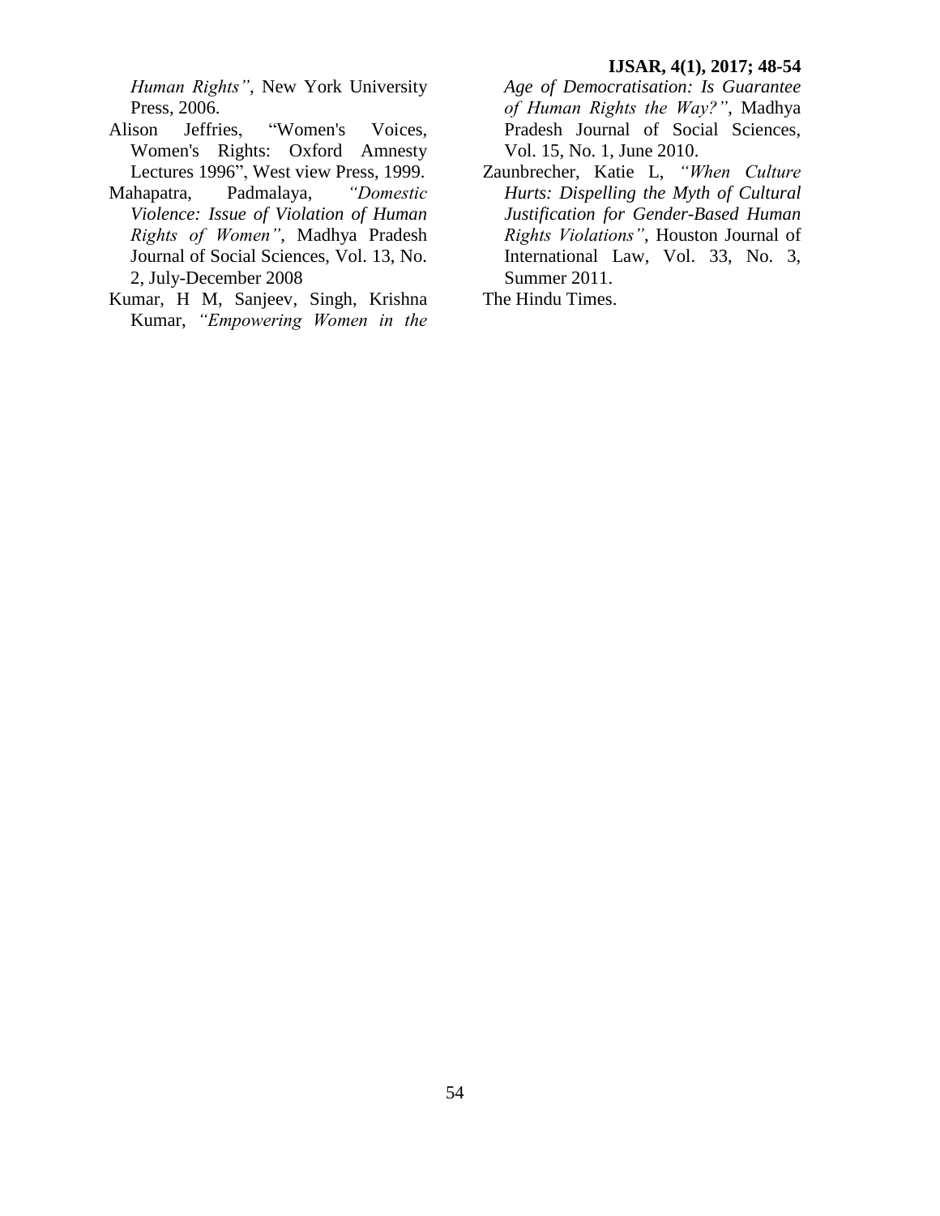*Human Rights"*, New York University Press, 2006.

Alison Jeffries, "Women's Voices, Women's Rights: Oxford Amnesty Lectures 1996", West view Press, 1999.

Mahapatra, Padmalaya, *"Domestic Violence: Issue of Violation of Human Rights of Women"*, Madhya Pradesh Journal of Social Sciences, Vol. 13, No. 2, July-December 2008

Kumar, H M, Sanjeev, Singh, Krishna Kumar, *"Empowering Women in the Age of Democratisation: Is Guarantee of Human Rights the Way?"*, Madhya Pradesh Journal of Social Sciences, Vol. 15, No. 1, June 2010.

Zaunbrecher, Katie L, *"When Culture Hurts: Dispelling the Myth of Cultural Justification for Gender-Based Human Rights Violations"*, Houston Journal of International Law, Vol. 33, No. 3, Summer 2011.

The Hindu Times.